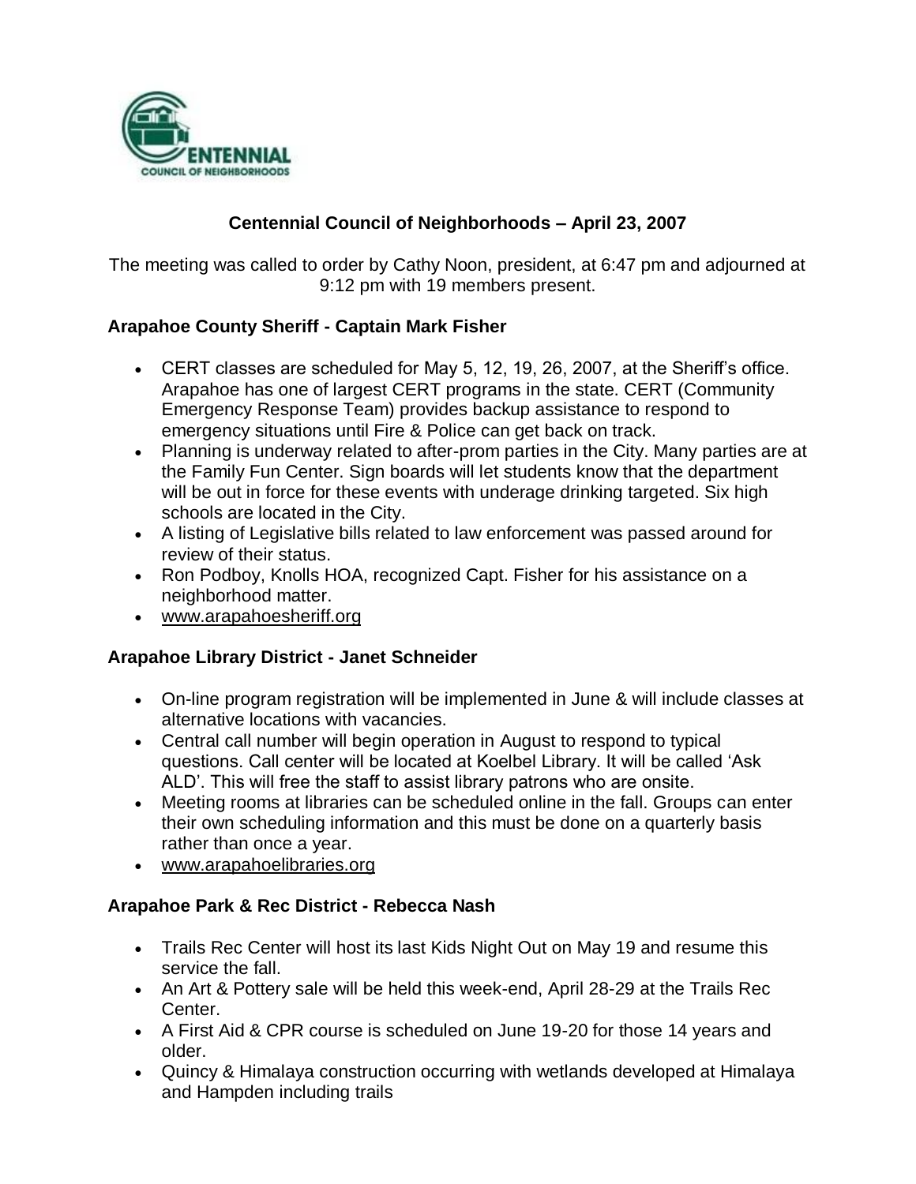# Centennial Council of Neighborhoods – April 23, 2007

The meeting was called to order by Cathy Noon, president, at 6:47 pm and adjourned at 9:12 pm with 19 members present.

## Arapahoe County Sheriff - Captain Mark Fisher

- CERT classes are scheduled for May 5, 12, 19, 26, 2007, at the Sheriff's office. Arapahoe has one of largest CERT programs in the state. CERT (Community Emergency Response Team) provides backup assistance to respond to emergency situations until Fire & Police can get back on track.
- Planning is underway related to after-prom parties in the City. Many parties are at the Family Fun Center. Sign boards will let students know that the department will be out in force for these events with underage drinking targeted. Six high schools are located in the City.
- A listing of Legislative bills related to law enforcement was passed around for review of their status.
- Ron Podboy, Knolls HOA, recognized Capt. Fisher for his assistance on a neighborhood matter.
- www.arapahoesheriff.org

## Arapahoe Library District - Janet Schneider

- On-line program registration will be implemented in June & will include classes at alternative locations with vacancies.
- Central call number will begin operation in August to respond to typical questions. Call center will be located at Koelbel Library. It will be called 'Ask ALD'. This will free the staff to assist library patrons who are onsite.
- Meeting rooms at libraries can be scheduled online in the fall. Groups can enter their own scheduling information and this must be done on a quarterly basis rather than once a year.
- www.arapahoelibraries.org

## Arapahoe Park & Rec District - Rebecca Nash

- Trails Rec Center will host its last Kids Night Out on May 19 and resume this service the fall.
- An Art & Pottery sale will be held this week-end, April 28-29 at the Trails Rec Center.
- A First Aid & CPR course is scheduled on June 19-20 for those 14 years and older.
- Quincy & Himalaya construction occurring with wetlands developed at Himalaya and Hampden including trails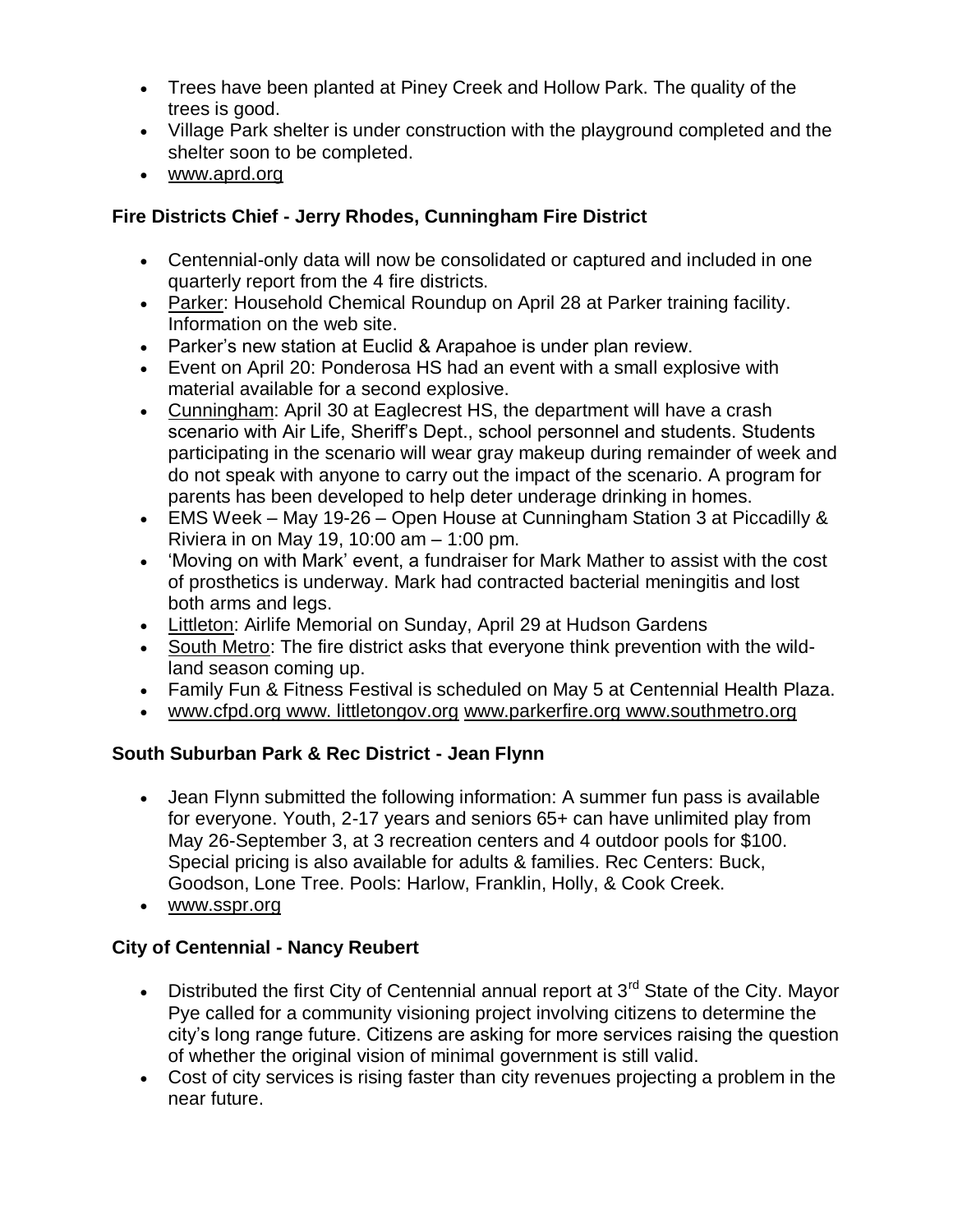- Trees have been planted at Piney Creek and Hollow Park. The quality of the trees is good.
- Village Park shelter is under construction with the playground completed and the shelter soon to be completed.
- www.aprd.org

**Fire Districts Chief - Jerry Rhodes, Cunningham Fire District**

- Centennial-only data will now be consolidated or captured and included in one quarterly report from the 4 fire districts.
- Parker: Household Chemical Roundup on April 28 at Parker training facility. Information on the web site.
- Parker's new station at Euclid & Arapahoe is under plan review.
- Event on April 20: Ponderosa HS had an event with a small explosive with material available for a second explosive.
- Cunningham: April 30 at Eaglecrest HS, the department will have a crash scenario with Air Life, Sheriff's Dept., school personnel and students. Students participating in the scenario will wear gray makeup during remainder of week and do not speak with anyone to carry out the impact of the scenario. A program for parents has been developed to help deter underage drinking in homes.
- EMS Week – May 19-26 – Open House at Cunningham Station 3 at Piccadilly & Riviera in on May 19, 10:00 am – 1:00 pm.
- 'Moving on with Mark' event, a fundraiser for Mark Mather to assist with the cost of prosthetics is underway. Mark had contracted bacterial meningitis and lost both arms and legs.
- Littleton: Airlife Memorial on Sunday, April 29 at Hudson Gardens
- South Metro: The fire district asks that everyone think prevention with the wild-land season coming up.
- Family Fun & Fitness Festival is scheduled on May 5 at Centennial Health Plaza.
- www.cfpd.org www. littletongov.org www.parkerfire.org www.southmetro.org

**South Suburban Park & Rec District - Jean Flynn**

- Jean Flynn submitted the following information: A summer fun pass is available for everyone. Youth, 2-17 years and seniors 65+ can have unlimited play from May 26-September 3, at 3 recreation centers and 4 outdoor pools for $100. Special pricing is also available for adults & families. Rec Centers: Buck, Goodson, Lone Tree. Pools: Harlow, Franklin, Holly, & Cook Creek.
- www.sspr.org

**City of Centennial - Nancy Reubert**

- Distributed the first City of Centennial annual report at 3rd State of the City. Mayor Pye called for a community visioning project involving citizens to determine the city's long range future. Citizens are asking for more services raising the question of whether the original vision of minimal government is still valid.
- Cost of city services is rising faster than city revenues projecting a problem in the near future.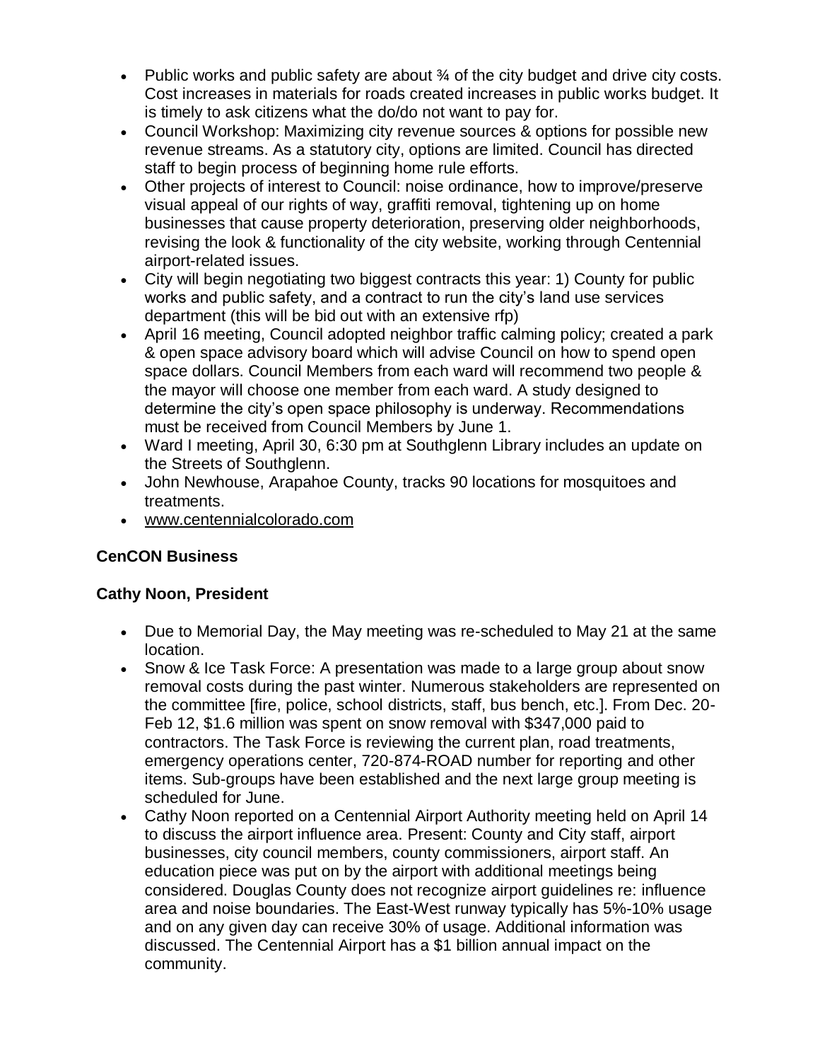- Public works and public safety are about ¾ of the city budget and drive city costs. Cost increases in materials for roads created increases in public works budget. It is timely to ask citizens what the do/do not want to pay for.
- Council Workshop: Maximizing city revenue sources & options for possible new revenue streams. As a statutory city, options are limited. Council has directed staff to begin process of beginning home rule efforts.
- Other projects of interest to Council: noise ordinance, how to improve/preserve visual appeal of our rights of way, graffiti removal, tightening up on home businesses that cause property deterioration, preserving older neighborhoods, revising the look & functionality of the city website, working through Centennial airport-related issues.
- City will begin negotiating two biggest contracts this year: 1) County for public works and public safety, and a contract to run the city's land use services department (this will be bid out with an extensive rfp)
- April 16 meeting, Council adopted neighbor traffic calming policy; created a park & open space advisory board which will advise Council on how to spend open space dollars. Council Members from each ward will recommend two people & the mayor will choose one member from each ward. A study designed to determine the city's open space philosophy is underway. Recommendations must be received from Council Members by June 1.
- Ward I meeting, April 30, 6:30 pm at Southglenn Library includes an update on the Streets of Southglenn.
- John Newhouse, Arapahoe County, tracks 90 locations for mosquitoes and treatments.
- www.centennialcolorado.com

**CenCON Business**

**Cathy Noon, President**

- Due to Memorial Day, the May meeting was re-scheduled to May 21 at the same location.
- Snow & Ice Task Force: A presentation was made to a large group about snow removal costs during the past winter. Numerous stakeholders are represented on the committee [fire, police, school districts, staff, bus bench, etc.]. From Dec. 20-Feb 12, $1.6 million was spent on snow removal with $347,000 paid to contractors. The Task Force is reviewing the current plan, road treatments, emergency operations center, 720-874-ROAD number for reporting and other items. Sub-groups have been established and the next large group meeting is scheduled for June.
- Cathy Noon reported on a Centennial Airport Authority meeting held on April 14 to discuss the airport influence area. Present: County and City staff, airport businesses, city council members, county commissioners, airport staff. An education piece was put on by the airport with additional meetings being considered. Douglas County does not recognize airport guidelines re: influence area and noise boundaries. The East-West runway typically has 5%-10% usage and on any given day can receive 30% of usage. Additional information was discussed. The Centennial Airport has a $1 billion annual impact on the community.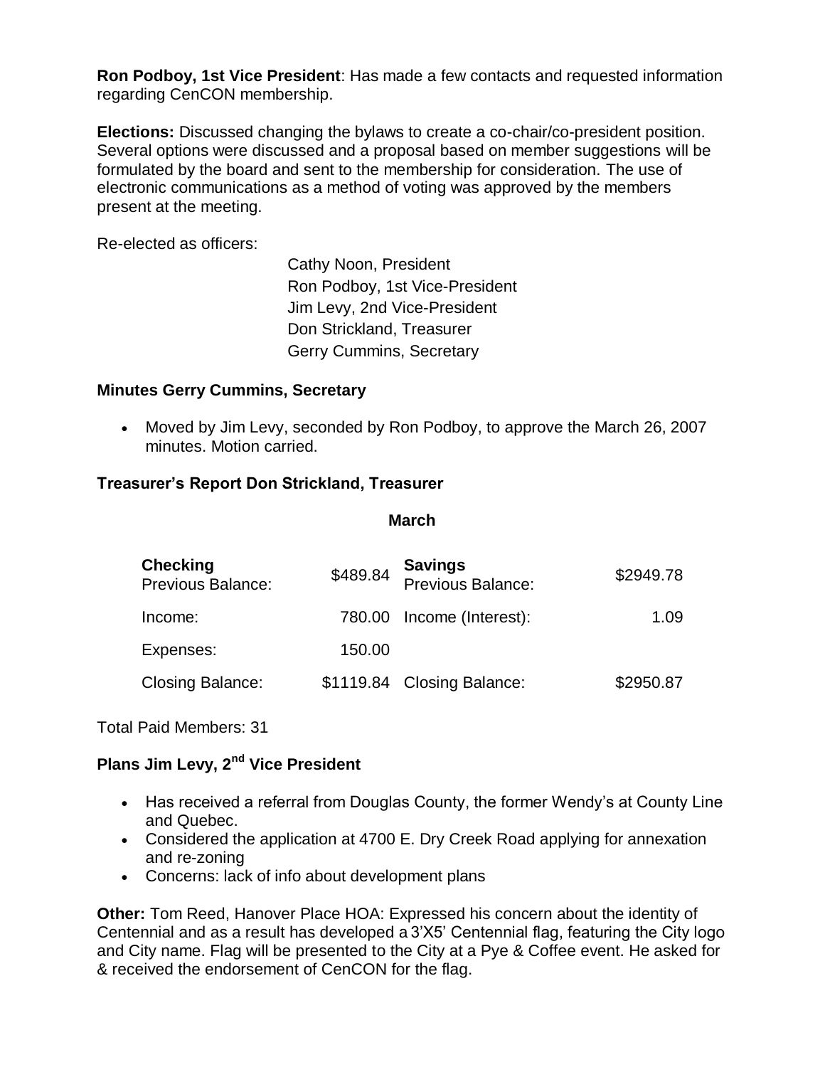**Ron Podboy, 1st Vice President**: Has made a few contacts and requested information regarding CenCON membership.

**Elections:** Discussed changing the bylaws to create a co-chair/co-president position. Several options were discussed and a proposal based on member suggestions will be formulated by the board and sent to the membership for consideration. The use of electronic communications as a method of voting was approved by the members present at the meeting.

Re-elected as officers:

Cathy Noon, President
Ron Podboy, 1st Vice-President
Jim Levy, 2nd Vice-President
Don Strickland, Treasurer
Gerry Cummins, Secretary

### Minutes Gerry Cummins, Secretary

- Moved by Jim Levy, seconded by Ron Podboy, to approve the March 26, 2007 minutes. Motion carried.

### Treasurer's Report Don Strickland, Treasurer

**March**

| **Checking** Previous Balance: | $489.84 | **Savings** Previous Balance: | $2949.78 |
|---|---|---|---|
| Income: | 780.00 | Income (Interest): | 1.09 |
| Expenses: | 150.00 | | |
| Closing Balance: | $1119.84 | Closing Balance: | $2950.87 |

Total Paid Members: 31

### Plans Jim Levy, 2nd Vice President

- Has received a referral from Douglas County, the former Wendy's at County Line and Quebec.
- Considered the application at 4700 E. Dry Creek Road applying for annexation and re-zoning
- Concerns: lack of info about development plans

**Other:** Tom Reed, Hanover Place HOA: Expressed his concern about the identity of Centennial and as a result has developed a 3'X5' Centennial flag, featuring the City logo and City name. Flag will be presented to the City at a Pye & Coffee event. He asked for & received the endorsement of CenCON for the flag.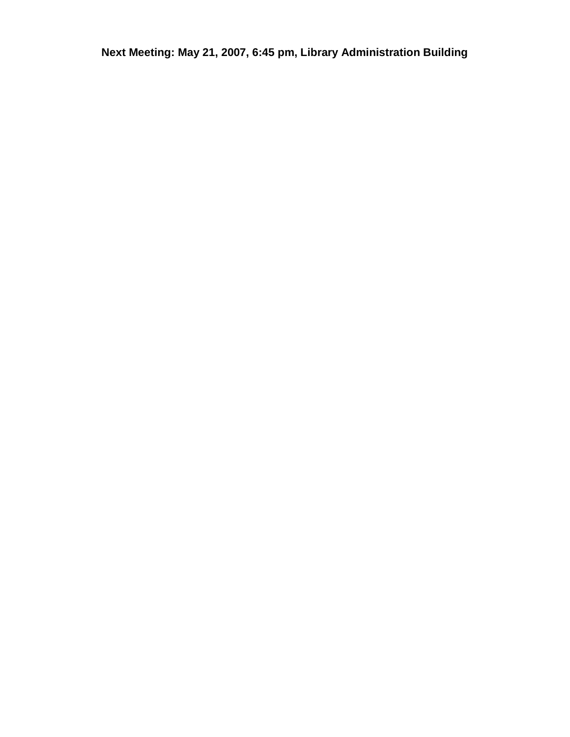**Next Meeting: May 21, 2007, 6:45 pm, Library Administration Building**